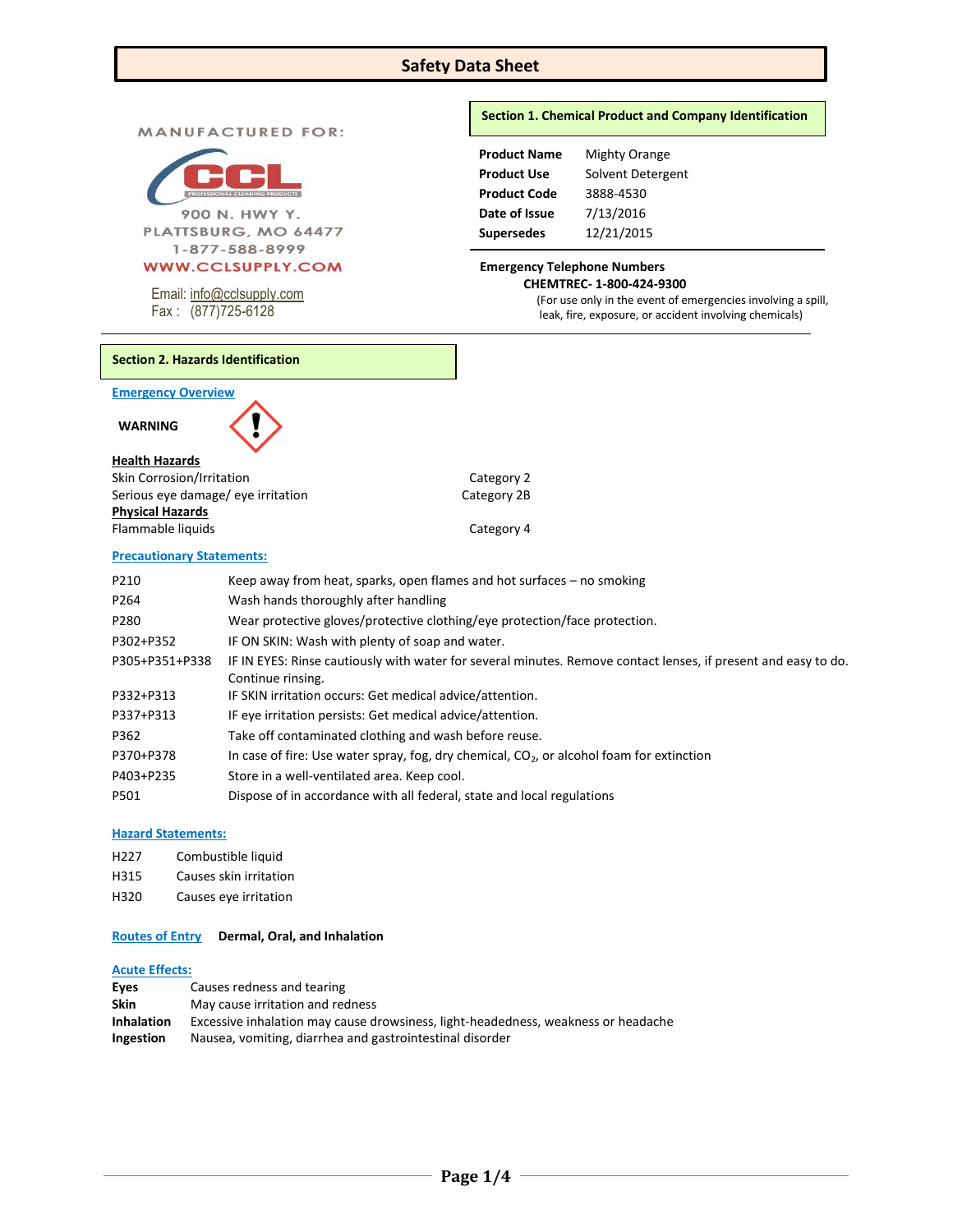# Safety Data Sheet

MANUFACTURED FOR:

CCL
PROFESSIONAL CLEANING PRODUCTS

900 N. HWY Y.
PLATTSBURG, MO 64477
1-877-588-8999
WWW.CCLSUPPLY.COM

Email: info@cclsupply.com
Fax : (877)725-6128

## Section 1. Chemical Product and Company Identification

| | |
|---|---|
| **Product Name** | Mighty Orange |
| **Product Use** | Solvent Detergent |
| **Product Code** | 3888-4530 |
| **Date of Issue** | 7/13/2016 |
| **Supersedes** | 12/21/2015 |

**Emergency Telephone Numbers**

**CHEMTREC- 1-800-424-9300**

(For use only in the event of emergencies involving a spill, leak, fire, exposure, or accident involving chemicals)

## Section 2. Hazards Identification

### Emergency Overview

**WARNING**

**Health Hazards**

| | |
|---|---|
| Skin Corrosion/Irritation | Category 2 |
| Serious eye damage/ eye irritation | Category 2B |

**Physical Hazards**

| | |
|---|---|
| Flammable liquids | Category 4 |

### Precautionary Statements:

| | |
|---|---|
| P210 | Keep away from heat, sparks, open flames and hot surfaces – no smoking |
| P264 | Wash hands thoroughly after handling |
| P280 | Wear protective gloves/protective clothing/eye protection/face protection. |
| P302+P352 | IF ON SKIN: Wash with plenty of soap and water. |
| P305+P351+P338 | IF IN EYES: Rinse cautiously with water for several minutes. Remove contact lenses, if present and easy to do. Continue rinsing. |
| P332+P313 | IF SKIN irritation occurs: Get medical advice/attention. |
| P337+P313 | IF eye irritation persists: Get medical advice/attention. |
| P362 | Take off contaminated clothing and wash before reuse. |
| P370+P378 | In case of fire: Use water spray, fog, dry chemical, $CO_2$, or alcohol foam for extinction |
| P403+P235 | Store in a well-ventilated area. Keep cool. |
| P501 | Dispose of in accordance with all federal, state and local regulations |

### Hazard Statements:

| | |
|---|---|
| H227 | Combustible liquid |
| H315 | Causes skin irritation |
| H320 | Causes eye irritation |

**Routes of Entry** **Dermal, Oral, and Inhalation**

### Acute Effects:

| | |
|---|---|
| **Eyes** | Causes redness and tearing |
| **Skin** | May cause irritation and redness |
| **Inhalation** | Excessive inhalation may cause drowsiness, light-headedness, weakness or headache |
| **Ingestion** | Nausea, vomiting, diarrhea and gastrointestinal disorder |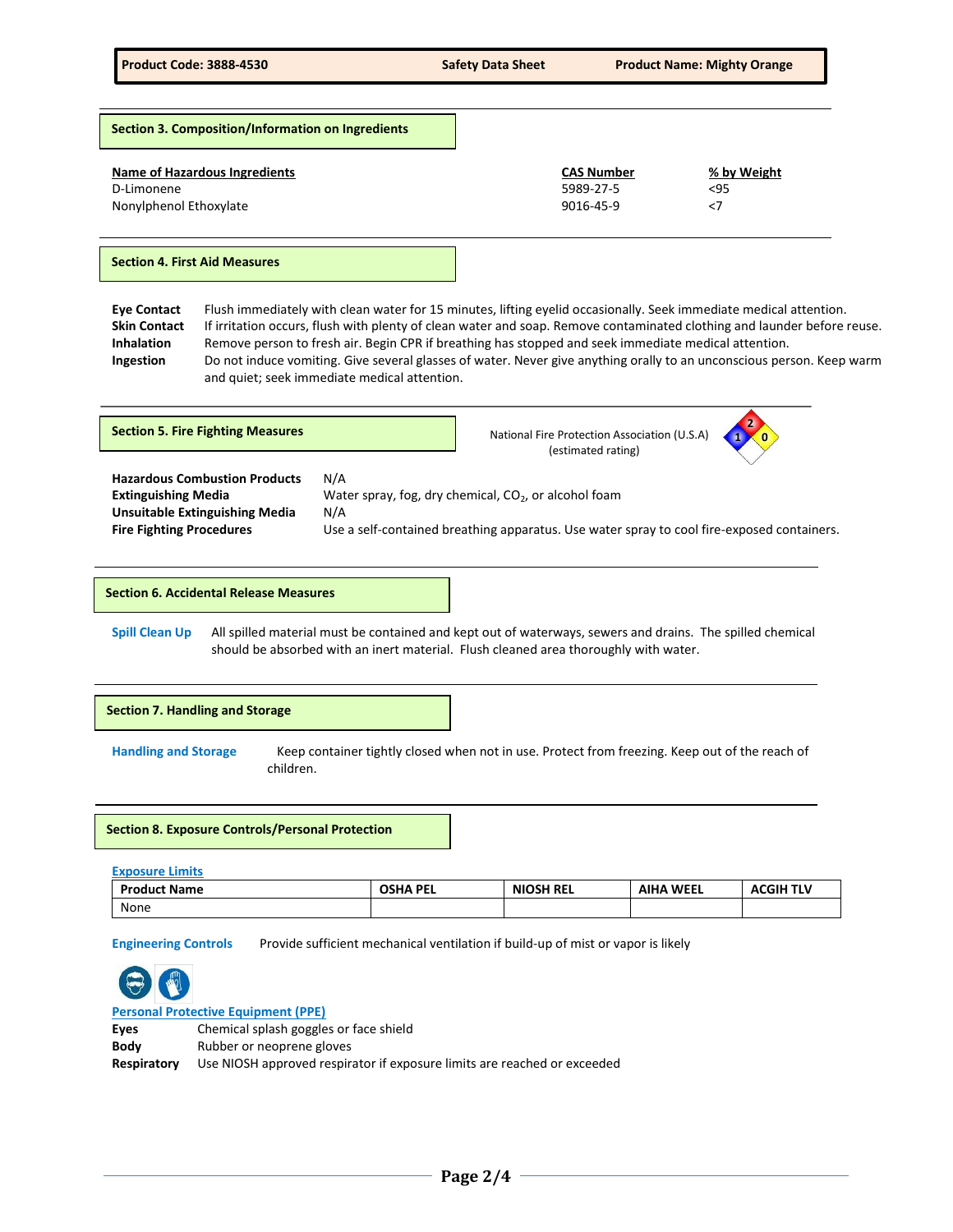## Section 3. Composition/Information on Ingredients

| Name of Hazardous Ingredients | CAS Number | % by Weight |
|---|---|---|
| D-Limonene | 5989-27-5 | <95 |
| Nonylphenol Ethoxylate | 9016-45-9 | <7 |

## Section 4. First Aid Measures

**Eye Contact** Flush immediately with clean water for 15 minutes, lifting eyelid occasionally. Seek immediate medical attention.

**Skin Contact** If irritation occurs, flush with plenty of clean water and soap. Remove contaminated clothing and launder before reuse.

**Inhalation** Remove person to fresh air. Begin CPR if breathing has stopped and seek immediate medical attention.

**Ingestion** Do not induce vomiting. Give several glasses of water. Never give anything orally to an unconscious person. Keep warm and quiet; seek immediate medical attention.

## Section 5. Fire Fighting Measures

National Fire Protection Association (U.S.A) (estimated rating)

Health: 1, Flammability: 2, Instability: 0

**Hazardous Combustion Products** N/A

**Extinguishing Media** Water spray, fog, dry chemical, $CO_2$, or alcohol foam

**Unsuitable Extinguishing Media** N/A

**Fire Fighting Procedures** Use a self-contained breathing apparatus. Use water spray to cool fire-exposed containers.

## Section 6. Accidental Release Measures

**Spill Clean Up** All spilled material must be contained and kept out of waterways, sewers and drains. The spilled chemical should be absorbed with an inert material. Flush cleaned area thoroughly with water.

## Section 7. Handling and Storage

**Handling and Storage** Keep container tightly closed when not in use. Protect from freezing. Keep out of the reach of children.

## Section 8. Exposure Controls/Personal Protection

**Exposure Limits**

| Product Name | OSHA PEL | NIOSH REL | AIHA WEEL | ACGIH TLV |
|---|---|---|---|---|
| None | | | | |

**Engineering Controls** Provide sufficient mechanical ventilation if build-up of mist or vapor is likely

**Personal Protective Equipment (PPE)**

**Eyes** Chemical splash goggles or face shield

**Body** Rubber or neoprene gloves

**Respiratory** Use NIOSH approved respirator if exposure limits are reached or exceeded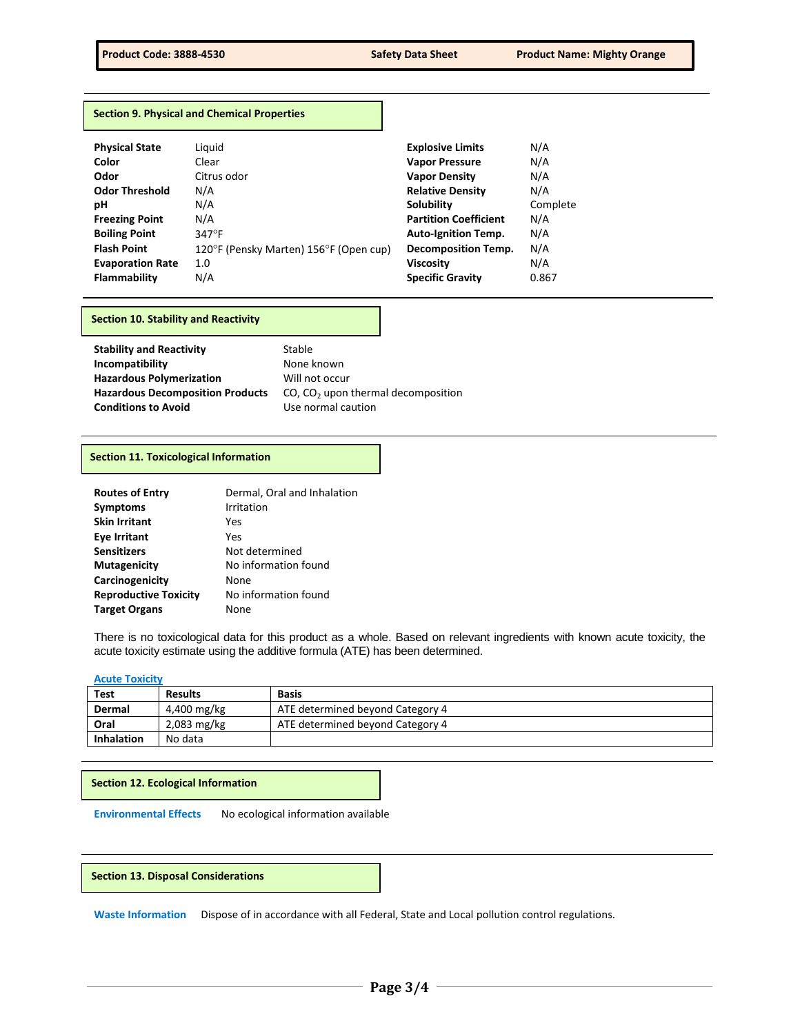## Section 9. Physical and Chemical Properties

| | | | |
|---|---|---|---|
| **Physical State** | Liquid | **Explosive Limits** | N/A |
| **Color** | Clear | **Vapor Pressure** | N/A |
| **Odor** | Citrus odor | **Vapor Density** | N/A |
| **Odor Threshold** | N/A | **Relative Density** | N/A |
| **pH** | N/A | **Solubility** | Complete |
| **Freezing Point** | N/A | **Partition Coefficient** | N/A |
| **Boiling Point** | 347°F | **Auto-Ignition Temp.** | N/A |
| **Flash Point** | 120°F (Pensky Marten) 156°F (Open cup) | **Decomposition Temp.** | N/A |
| **Evaporation Rate** | 1.0 | **Viscosity** | N/A |
| **Flammability** | N/A | **Specific Gravity** | 0.867 |

## Section 10. Stability and Reactivity

| | |
|---|---|
| **Stability and Reactivity** | Stable |
| **Incompatibility** | None known |
| **Hazardous Polymerization** | Will not occur |
| **Hazardous Decomposition Products** | CO, $CO_2$ upon thermal decomposition |
| **Conditions to Avoid** | Use normal caution |

## Section 11. Toxicological Information

| | |
|---|---|
| **Routes of Entry** | Dermal, Oral and Inhalation |
| **Symptoms** | Irritation |
| **Skin Irritant** | Yes |
| **Eye Irritant** | Yes |
| **Sensitizers** | Not determined |
| **Mutagenicity** | No information found |
| **Carcinogenicity** | None |
| **Reproductive Toxicity** | No information found |
| **Target Organs** | None |

There is no toxicological data for this product as a whole. Based on relevant ingredients with known acute toxicity, the acute toxicity estimate using the additive formula (ATE) has been determined.

**Acute Toxicity**

| Test | Results | Basis |
|---|---|---|
| **Dermal** | 4,400 mg/kg | ATE determined beyond Category 4 |
| **Oral** | 2,083 mg/kg | ATE determined beyond Category 4 |
| **Inhalation** | No data | |

## Section 12. Ecological Information

**Environmental Effects** No ecological information available

## Section 13. Disposal Considerations

**Waste Information** Dispose of in accordance with all Federal, State and Local pollution control regulations.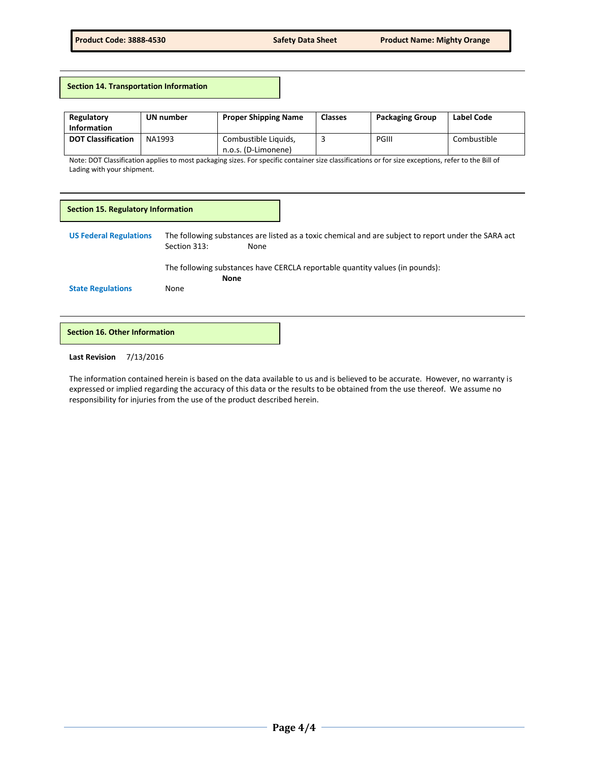## Section 14. Transportation Information

| Regulatory Information | UN number | Proper Shipping Name | Classes | Packaging Group | Label Code |
|---|---|---|---|---|---|
| **DOT Classification** | NA1993 | Combustible Liquids, n.o.s. (D-Limonene) | 3 | PGIII | Combustible |

Note: DOT Classification applies to most packaging sizes. For specific container size classifications or for size exceptions, refer to the Bill of Lading with your shipment.

## Section 15. Regulatory Information

**US Federal Regulations**

The following substances are listed as a toxic chemical and are subject to report under the SARA act Section 313: None

The following substances have CERCLA reportable quantity values (in pounds):
**None**

**State Regulations** None

## Section 16. Other Information

**Last Revision** 7/13/2016

The information contained herein is based on the data available to us and is believed to be accurate. However, no warranty is expressed or implied regarding the accuracy of this data or the results to be obtained from the use thereof. We assume no responsibility for injuries from the use of the product described herein.